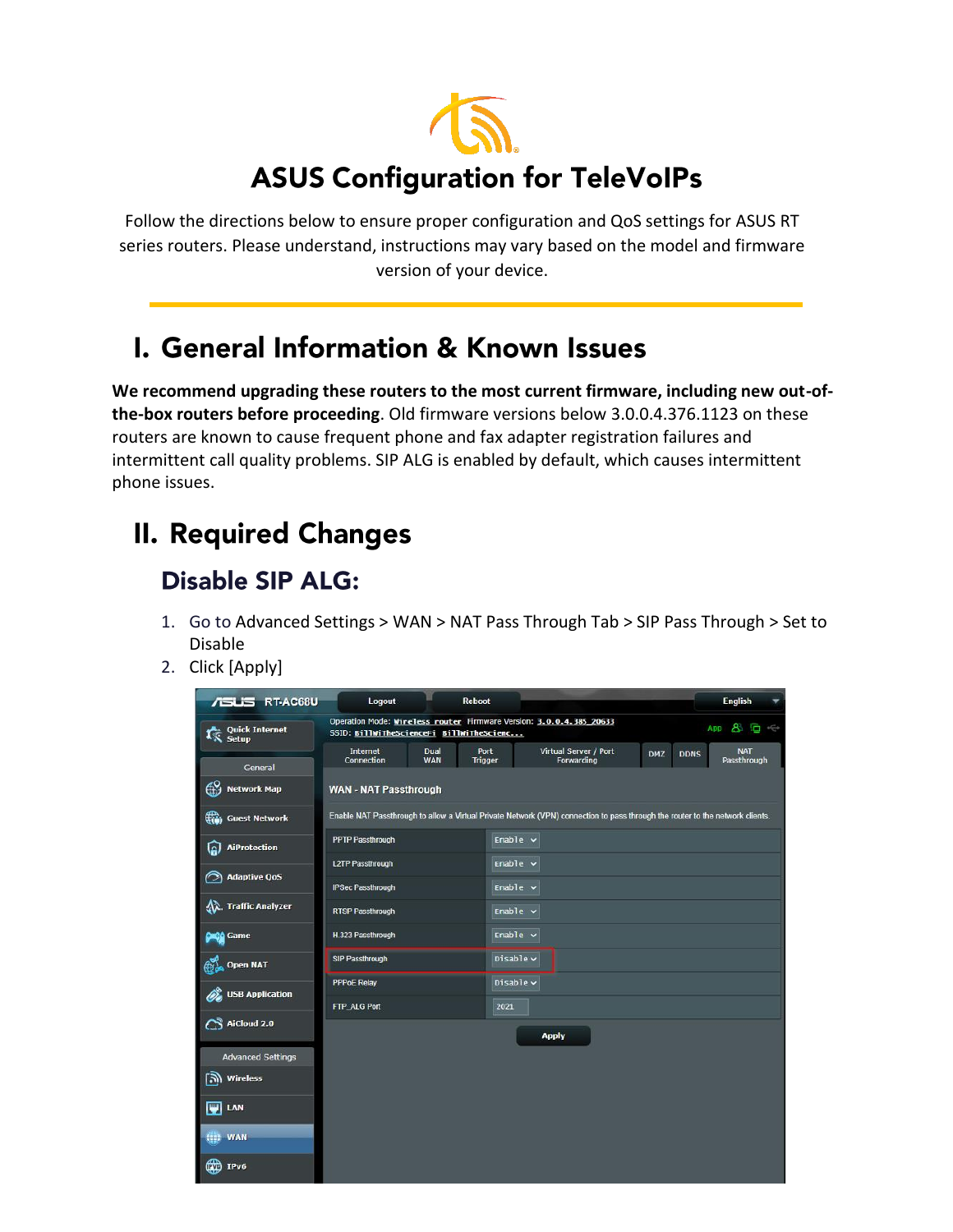# ASUS Configuration for TeleVoIPs

Follow the directions below to ensure proper configuration and QoS settings for ASUS RT series routers. Please understand, instructions may vary based on the model and firmware version of your device.

## I. General Information & Known Issues

**We recommend upgrading these routers to the most current firmware, including new out-of-the-box routers before proceeding**. Old firmware versions below 3.0.0.4.376.1123 on these routers are known to cause frequent phone and fax adapter registration failures and intermittent call quality problems. SIP ALG is enabled by default, which causes intermittent phone issues.

## II. Required Changes

### Disable SIP ALG:

1. Go to Advanced Settings > WAN > NAT Pass Through Tab > SIP Pass Through > Set to Disable
2. Click [Apply]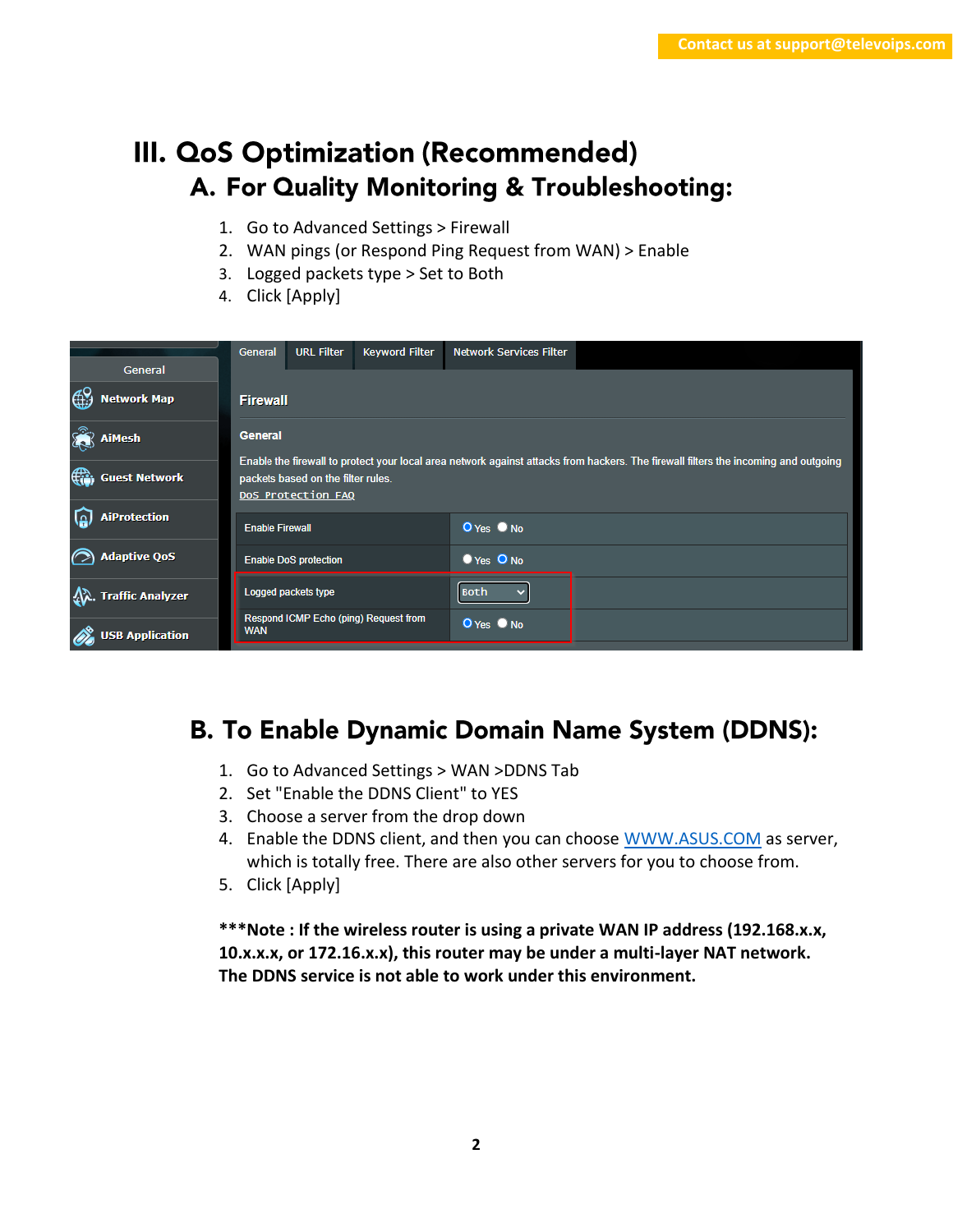# III. QoS Optimization (Recommended)

## A. For Quality Monitoring & Troubleshooting:

1. Go to Advanced Settings > Firewall
2. WAN pings (or Respond Ping Request from WAN) > Enable
3. Logged packets type > Set to Both
4. Click [Apply]

## B. To Enable Dynamic Domain Name System (DDNS):

1. Go to Advanced Settings > WAN >DDNS Tab
2. Set "Enable the DDNS Client" to YES
3. Choose a server from the drop down
4. Enable the DDNS client, and then you can choose WWW.ASUS.COM as server, which is totally free. There are also other servers for you to choose from.
5. Click [Apply]

**\*\*\*Note : If the wireless router is using a private WAN IP address (192.168.x.x, 10.x.x.x, or 172.16.x.x), this router may be under a multi-layer NAT network. The DDNS service is not able to work under this environment.**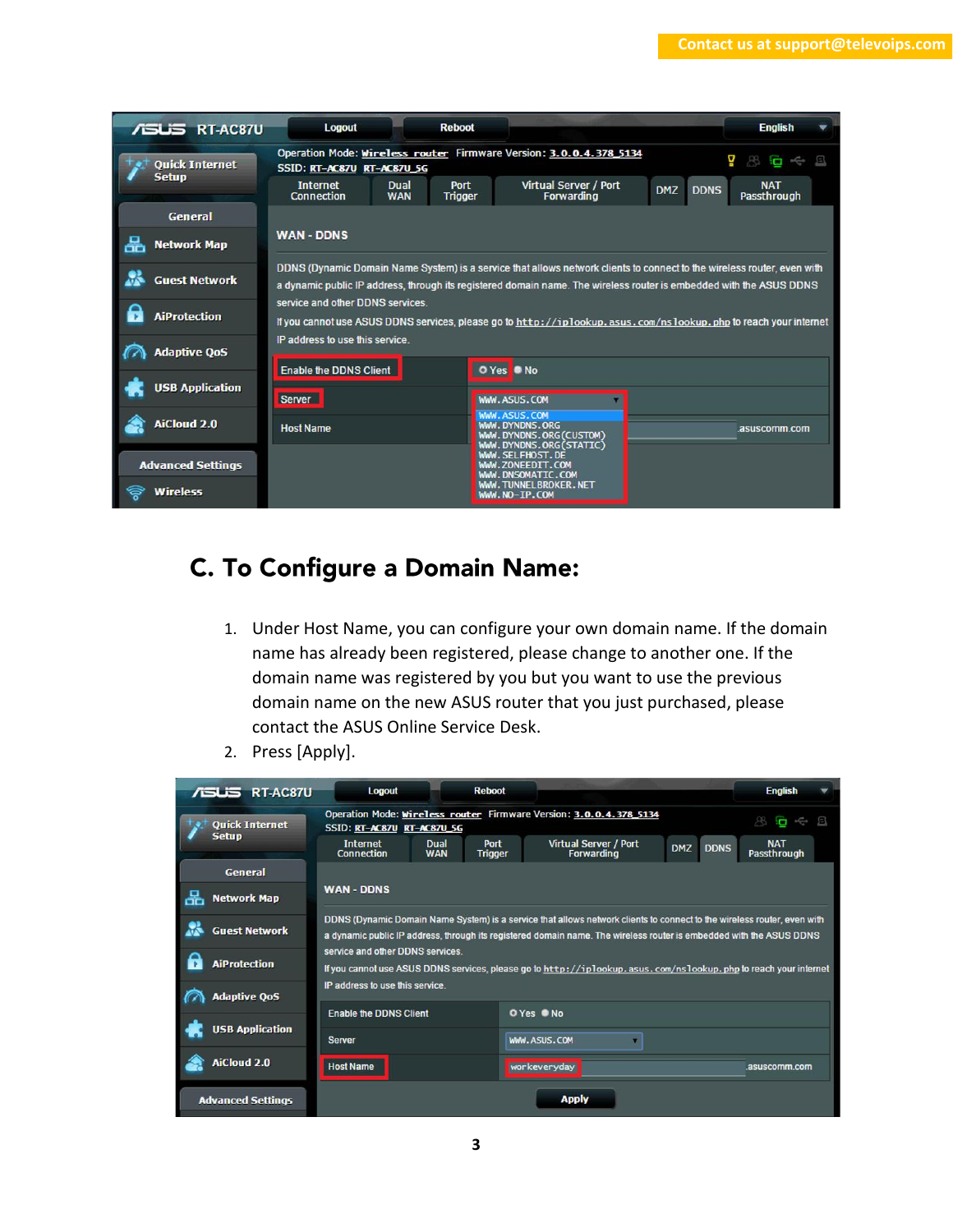## C. To Configure a Domain Name:

1. Under Host Name, you can configure your own domain name. If the domain name has already been registered, please change to another one. If the domain name was registered by you but you want to use the previous domain name on the new ASUS router that you just purchased, please contact the ASUS Online Service Desk.
2. Press [Apply].